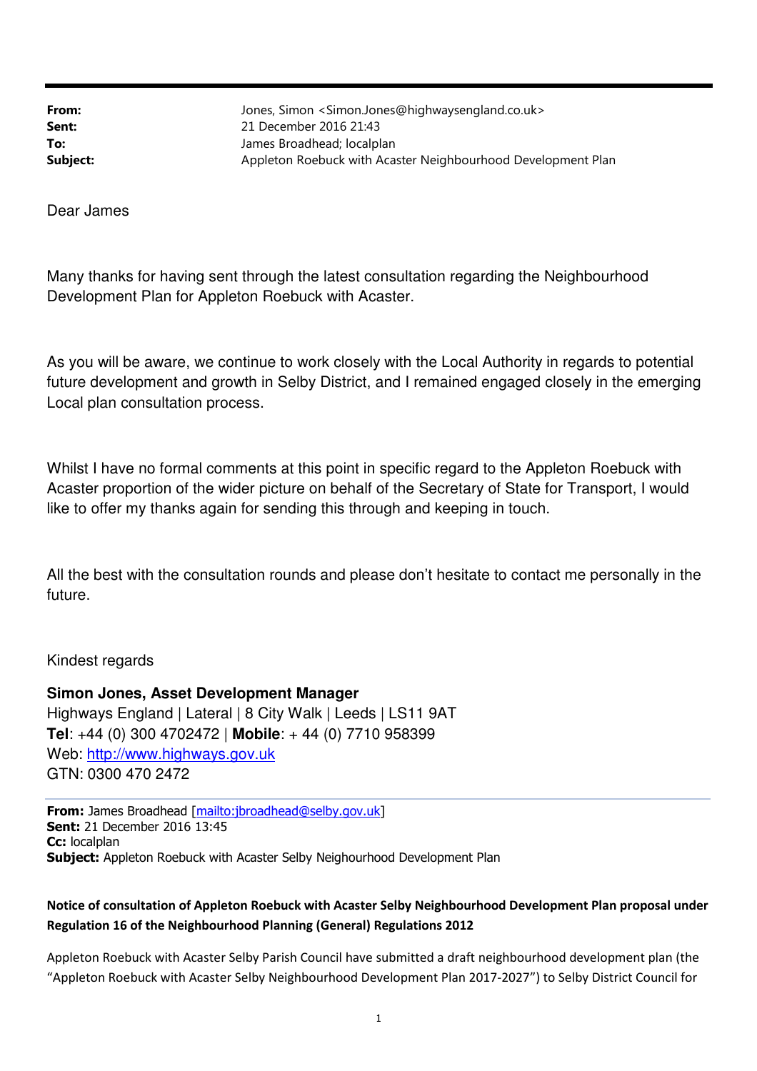**From:** Jones, Simon <Simon.Jones@highwaysengland.co.uk>
**Sent:** 21 December 2016 21:43
**To:** James Broadhead; localplan
**Subject:** Appleton Roebuck with Acaster Neighbourhood Development Plan

Dear James

Many thanks for having sent through the latest consultation regarding the Neighbourhood Development Plan for Appleton Roebuck with Acaster.

As you will be aware, we continue to work closely with the Local Authority in regards to potential future development and growth in Selby District, and I remained engaged closely in the emerging Local plan consultation process.

Whilst I have no formal comments at this point in specific regard to the Appleton Roebuck with Acaster proportion of the wider picture on behalf of the Secretary of State for Transport, I would like to offer my thanks again for sending this through and keeping in touch.

All the best with the consultation rounds and please don't hesitate to contact me personally in the future.

Kindest regards

**Simon Jones, Asset Development Manager**
Highways England | Lateral | 8 City Walk | Leeds | LS11 9AT
**Tel**: +44 (0) 300 4702472 | **Mobile**: + 44 (0) 7710 958399
Web: http://www.highways.gov.uk
GTN: 0300 470 2472

---

**From:** James Broadhead [mailto:jbroadhead@selby.gov.uk]
**Sent:** 21 December 2016 13:45
**Cc:** localplan
**Subject:** Appleton Roebuck with Acaster Selby Neighourhood Development Plan

**Notice of consultation of Appleton Roebuck with Acaster Selby Neighbourhood Development Plan proposal under Regulation 16 of the Neighbourhood Planning (General) Regulations 2012**

Appleton Roebuck with Acaster Selby Parish Council have submitted a draft neighbourhood development plan (the "Appleton Roebuck with Acaster Selby Neighbourhood Development Plan 2017-2027") to Selby District Council for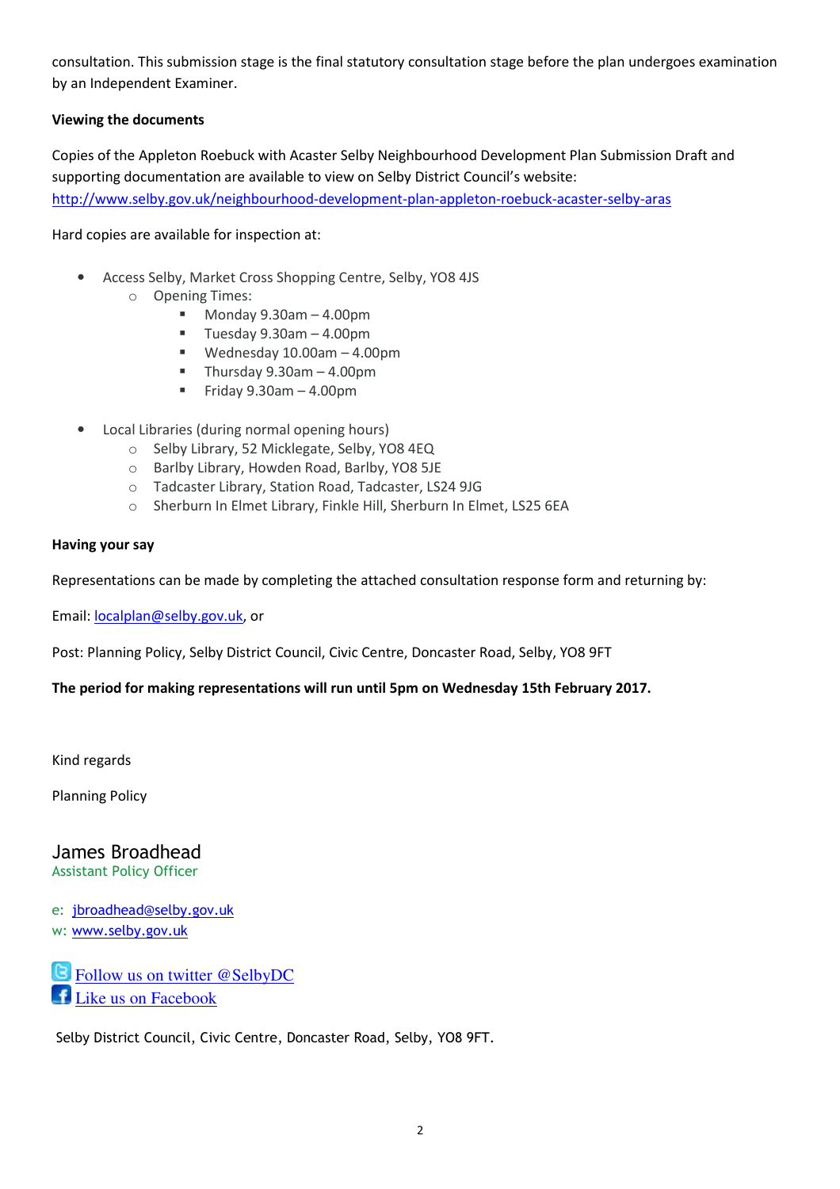consultation. This submission stage is the final statutory consultation stage before the plan undergoes examination by an Independent Examiner.

**Viewing the documents**

Copies of the Appleton Roebuck with Acaster Selby Neighbourhood Development Plan Submission Draft and supporting documentation are available to view on Selby District Council's website: http://www.selby.gov.uk/neighbourhood-development-plan-appleton-roebuck-acaster-selby-aras

Hard copies are available for inspection at:

- Access Selby, Market Cross Shopping Centre, Selby, YO8 4JS
  - Opening Times:
    - Monday 9.30am – 4.00pm
    - Tuesday 9.30am – 4.00pm
    - Wednesday 10.00am – 4.00pm
    - Thursday 9.30am – 4.00pm
    - Friday 9.30am – 4.00pm

- Local Libraries (during normal opening hours)
  - Selby Library, 52 Micklegate, Selby, YO8 4EQ
  - Barlby Library, Howden Road, Barlby, YO8 5JE
  - Tadcaster Library, Station Road, Tadcaster, LS24 9JG
  - Sherburn In Elmet Library, Finkle Hill, Sherburn In Elmet, LS25 6EA

**Having your say**

Representations can be made by completing the attached consultation response form and returning by:

Email: localplan@selby.gov.uk, or

Post: Planning Policy, Selby District Council, Civic Centre, Doncaster Road, Selby, YO8 9FT

**The period for making representations will run until 5pm on Wednesday 15th February 2017.**

Kind regards

Planning Policy

James Broadhead
Assistant Policy Officer

e: jbroadhead@selby.gov.uk
w: www.selby.gov.uk

Follow us on twitter @SelbyDC
Like us on Facebook

Selby District Council, Civic Centre, Doncaster Road, Selby, YO8 9FT.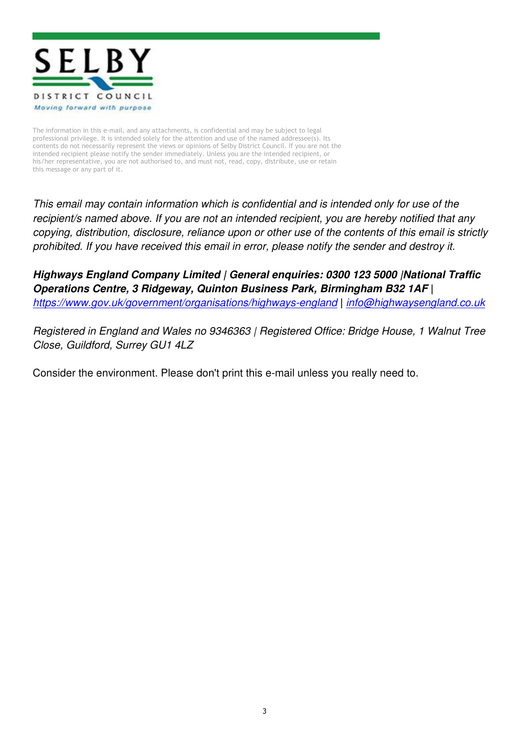SELBY

DISTRICT COUNCIL

*Moving forward with purpose*

The information in this e-mail, and any attachments, is confidential and may be subject to legal professional privilege. It is intended solely for the attention and use of the named addressee(s). Its contents do not necessarily represent the views or opinions of Selby District Council. If you are not the intended recipient please notify the sender immediately. Unless you are the intended recipient, or his/her representative, you are not authorised to, and must not, read, copy, distribute, use or retain this message or any part of it.

*This email may contain information which is confidential and is intended only for use of the recipient/s named above. If you are not an intended recipient, you are hereby notified that any copying, distribution, disclosure, reliance upon or other use of the contents of this email is strictly prohibited. If you have received this email in error, please notify the sender and destroy it.*

***Highways England Company Limited | General enquiries: 0300 123 5000 |National Traffic Operations Centre, 3 Ridgeway, Quinton Business Park, Birmingham B32 1AF |*** *https://www.gov.uk/government/organisations/highways-england* | *info@highwaysengland.co.uk*

*Registered in England and Wales no 9346363 | Registered Office: Bridge House, 1 Walnut Tree Close, Guildford, Surrey GU1 4LZ*

Consider the environment. Please don't print this e-mail unless you really need to.